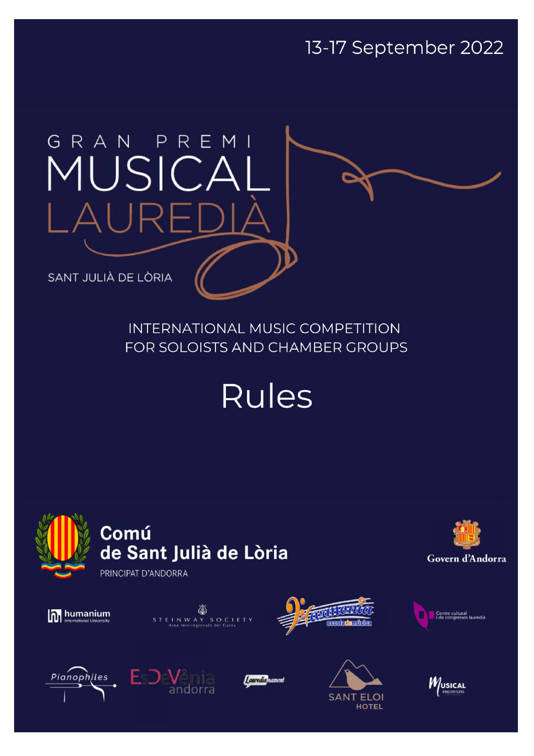13-17 September 2022

# GRAN PREMI MUSICAL LAUREDIÀ

SANT JULIÀ DE LÒRIA

INTERNATIONAL MUSIC COMPETITION
FOR SOLOISTS AND CHAMBER GROUPS

# Rules

Comú de Sant Julià de Lòria
PRINCIPAT D'ANDORRA

Govern d'Andorra

humanium International University

STEINWAY SOCIETY
Area Interregionale del Garda

Harmonia escola de música

Centre cultural i de congressos lauredià

Pianophiles

EsDeVènia andorra

Lauredianament

SANT ELOI HOTEL

Musical Innovators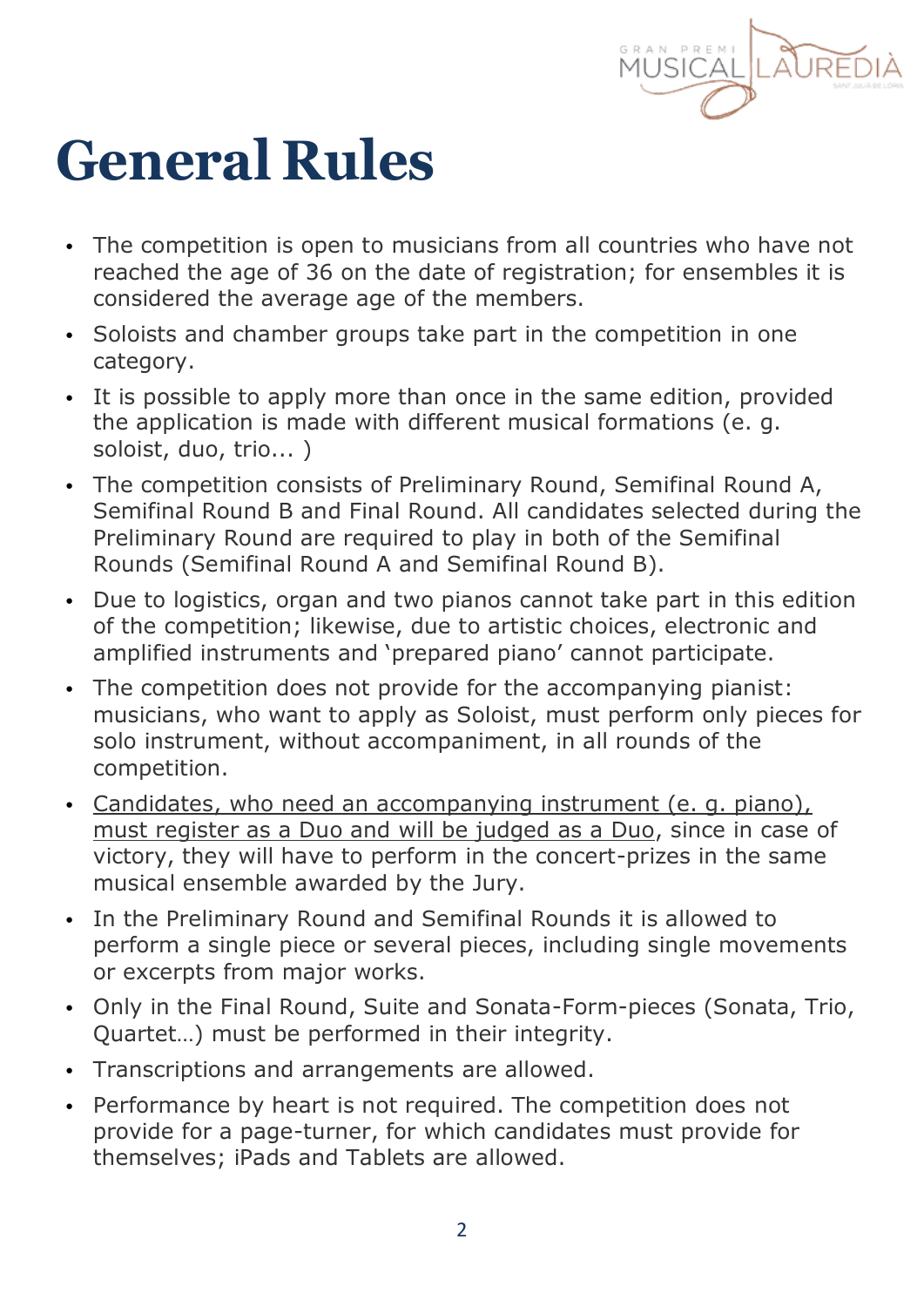# General Rules

- The competition is open to musicians from all countries who have not reached the age of 36 on the date of registration; for ensembles it is considered the average age of the members.
- Soloists and chamber groups take part in the competition in one category.
- It is possible to apply more than once in the same edition, provided the application is made with different musical formations (e. g. soloist, duo, trio... )
- The competition consists of Preliminary Round, Semifinal Round A, Semifinal Round B and Final Round. All candidates selected during the Preliminary Round are required to play in both of the Semifinal Rounds (Semifinal Round A and Semifinal Round B).
- Due to logistics, organ and two pianos cannot take part in this edition of the competition; likewise, due to artistic choices, electronic and amplified instruments and 'prepared piano' cannot participate.
- The competition does not provide for the accompanying pianist: musicians, who want to apply as Soloist, must perform only pieces for solo instrument, without accompaniment, in all rounds of the competition.
- <u>Candidates, who need an accompanying instrument (e. g. piano), must register as a Duo and will be judged as a Duo</u>, since in case of victory, they will have to perform in the concert-prizes in the same musical ensemble awarded by the Jury.
- In the Preliminary Round and Semifinal Rounds it is allowed to perform a single piece or several pieces, including single movements or excerpts from major works.
- Only in the Final Round, Suite and Sonata-Form-pieces (Sonata, Trio, Quartet…) must be performed in their integrity.
- Transcriptions and arrangements are allowed.
- Performance by heart is not required. The competition does not provide for a page-turner, for which candidates must provide for themselves; iPads and Tablets are allowed.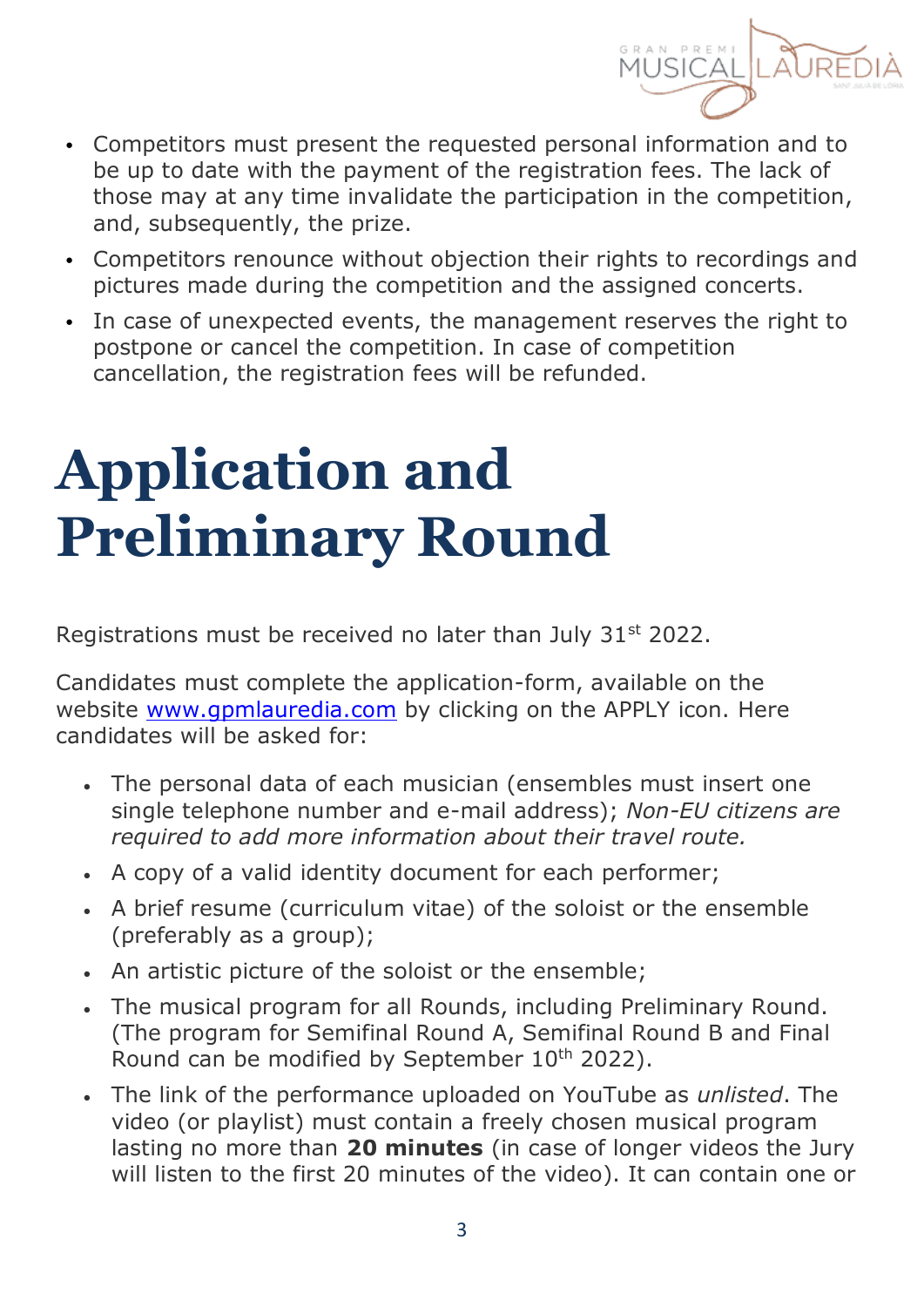- Competitors must present the requested personal information and to be up to date with the payment of the registration fees. The lack of those may at any time invalidate the participation in the competition, and, subsequently, the prize.
- Competitors renounce without objection their rights to recordings and pictures made during the competition and the assigned concerts.
- In case of unexpected events, the management reserves the right to postpone or cancel the competition. In case of competition cancellation, the registration fees will be refunded.

# Application and Preliminary Round

Registrations must be received no later than July 31st 2022.

Candidates must complete the application-form, available on the website [www.gpmlauredia.com](http://www.gpmlauredia.com) by clicking on the APPLY icon. Here candidates will be asked for:

- The personal data of each musician (ensembles must insert one single telephone number and e-mail address); *Non-EU citizens are required to add more information about their travel route.*
- A copy of a valid identity document for each performer;
- A brief resume (curriculum vitae) of the soloist or the ensemble (preferably as a group);
- An artistic picture of the soloist or the ensemble;
- The musical program for all Rounds, including Preliminary Round. (The program for Semifinal Round A, Semifinal Round B and Final Round can be modified by September 10th 2022).
- The link of the performance uploaded on YouTube as *unlisted*. The video (or playlist) must contain a freely chosen musical program lasting no more than **20 minutes** (in case of longer videos the Jury will listen to the first 20 minutes of the video). It can contain one or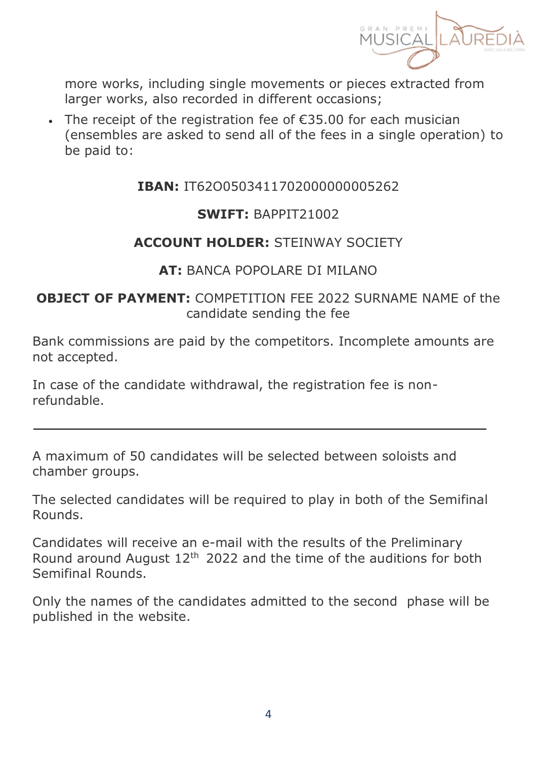more works, including single movements or pieces extracted from larger works, also recorded in different occasions;

- The receipt of the registration fee of €35.00 for each musician (ensembles are asked to send all of the fees in a single operation) to be paid to:

**IBAN:** IT62O0503411702000000005262

**SWIFT:** BAPPIT21002

**ACCOUNT HOLDER:** STEINWAY SOCIETY

**AT:** BANCA POPOLARE DI MILANO

**OBJECT OF PAYMENT:** COMPETITION FEE 2022 SURNAME NAME of the candidate sending the fee

Bank commissions are paid by the competitors. Incomplete amounts are not accepted.

In case of the candidate withdrawal, the registration fee is non-refundable.

---

A maximum of 50 candidates will be selected between soloists and chamber groups.

The selected candidates will be required to play in both of the Semifinal Rounds.

Candidates will receive an e-mail with the results of the Preliminary Round around August 12th 2022 and the time of the auditions for both Semifinal Rounds.

Only the names of the candidates admitted to the second phase will be published in the website.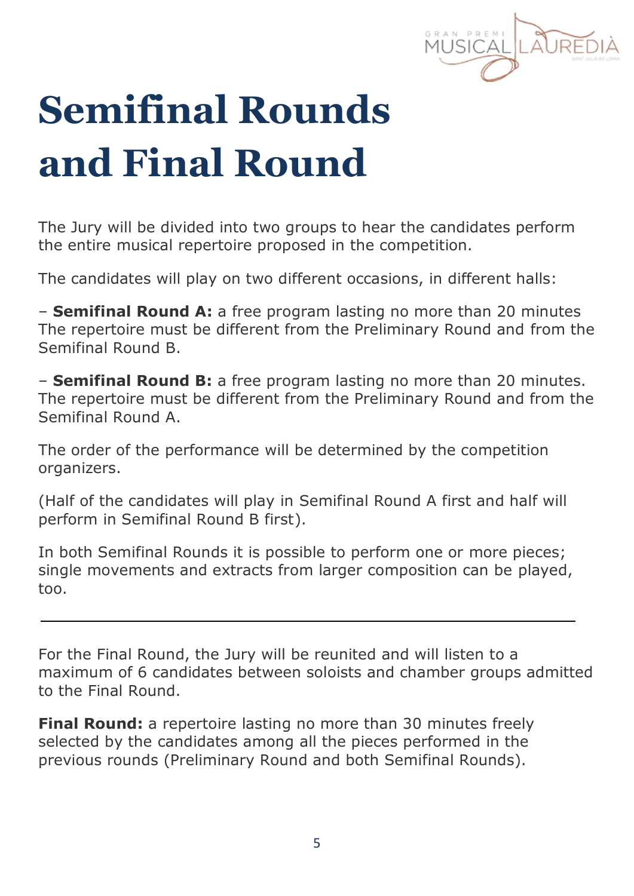# Semifinal Rounds and Final Round

The Jury will be divided into two groups to hear the candidates perform the entire musical repertoire proposed in the competition.

The candidates will play on two different occasions, in different halls:

– **Semifinal Round A:** a free program lasting no more than 20 minutes The repertoire must be different from the Preliminary Round and from the Semifinal Round B.

– **Semifinal Round B:** a free program lasting no more than 20 minutes. The repertoire must be different from the Preliminary Round and from the Semifinal Round A.

The order of the performance will be determined by the competition organizers.

(Half of the candidates will play in Semifinal Round A first and half will perform in Semifinal Round B first).

In both Semifinal Rounds it is possible to perform one or more pieces; single movements and extracts from larger composition can be played, too.

---

For the Final Round, the Jury will be reunited and will listen to a maximum of 6 candidates between soloists and chamber groups admitted to the Final Round.

**Final Round:** a repertoire lasting no more than 30 minutes freely selected by the candidates among all the pieces performed in the previous rounds (Preliminary Round and both Semifinal Rounds).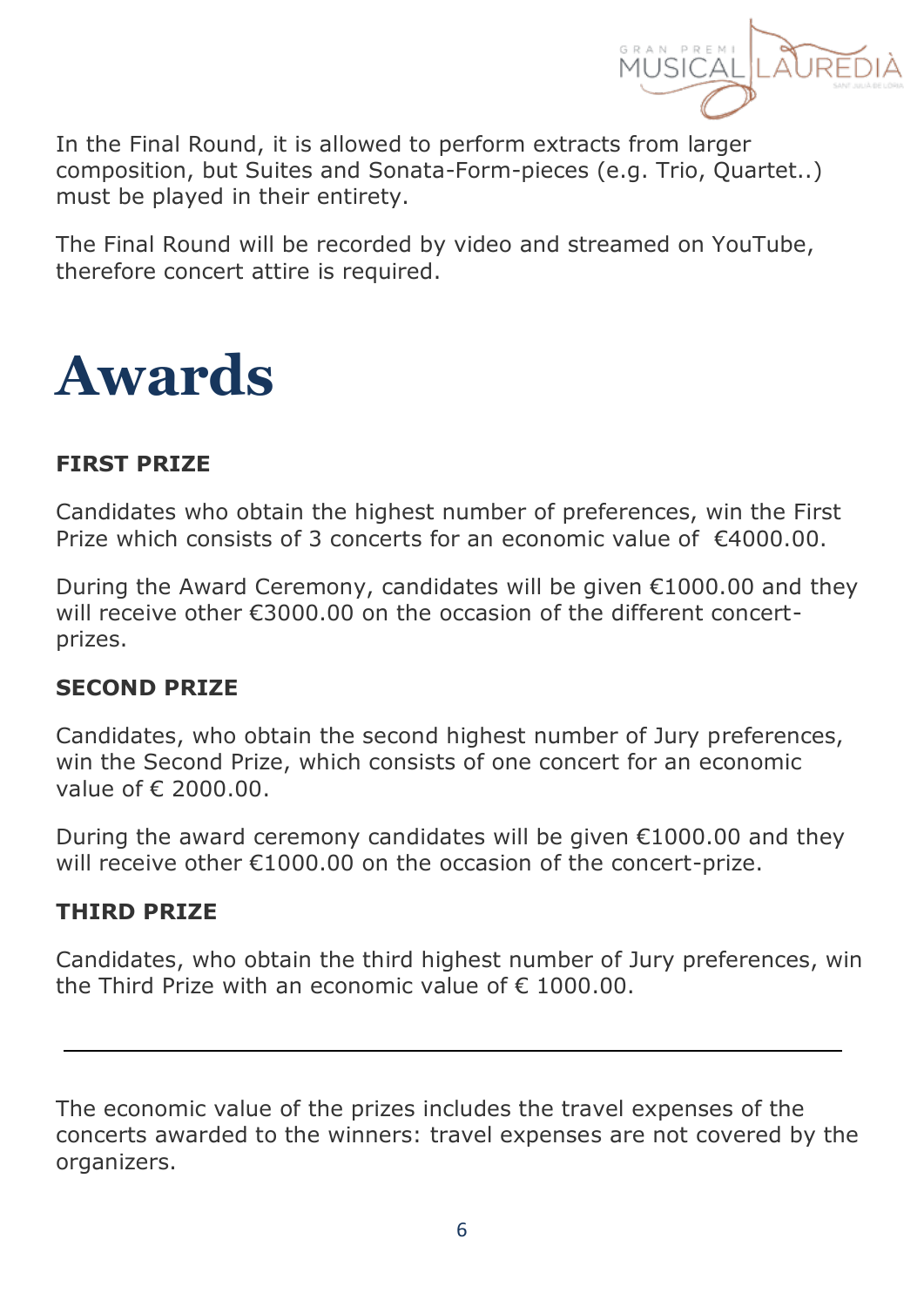In the Final Round, it is allowed to perform extracts from larger composition, but Suites and Sonata-Form-pieces (e.g. Trio, Quartet..) must be played in their entirety.

The Final Round will be recorded by video and streamed on YouTube, therefore concert attire is required.

# Awards

**FIRST PRIZE**

Candidates who obtain the highest number of preferences, win the First Prize which consists of 3 concerts for an economic value of €4000.00.

During the Award Ceremony, candidates will be given €1000.00 and they will receive other €3000.00 on the occasion of the different concert-prizes.

**SECOND PRIZE**

Candidates, who obtain the second highest number of Jury preferences, win the Second Prize, which consists of one concert for an economic value of € 2000.00.

During the award ceremony candidates will be given €1000.00 and they will receive other €1000.00 on the occasion of the concert-prize.

**THIRD PRIZE**

Candidates, who obtain the third highest number of Jury preferences, win the Third Prize with an economic value of € 1000.00.

---

The economic value of the prizes includes the travel expenses of the concerts awarded to the winners: travel expenses are not covered by the organizers.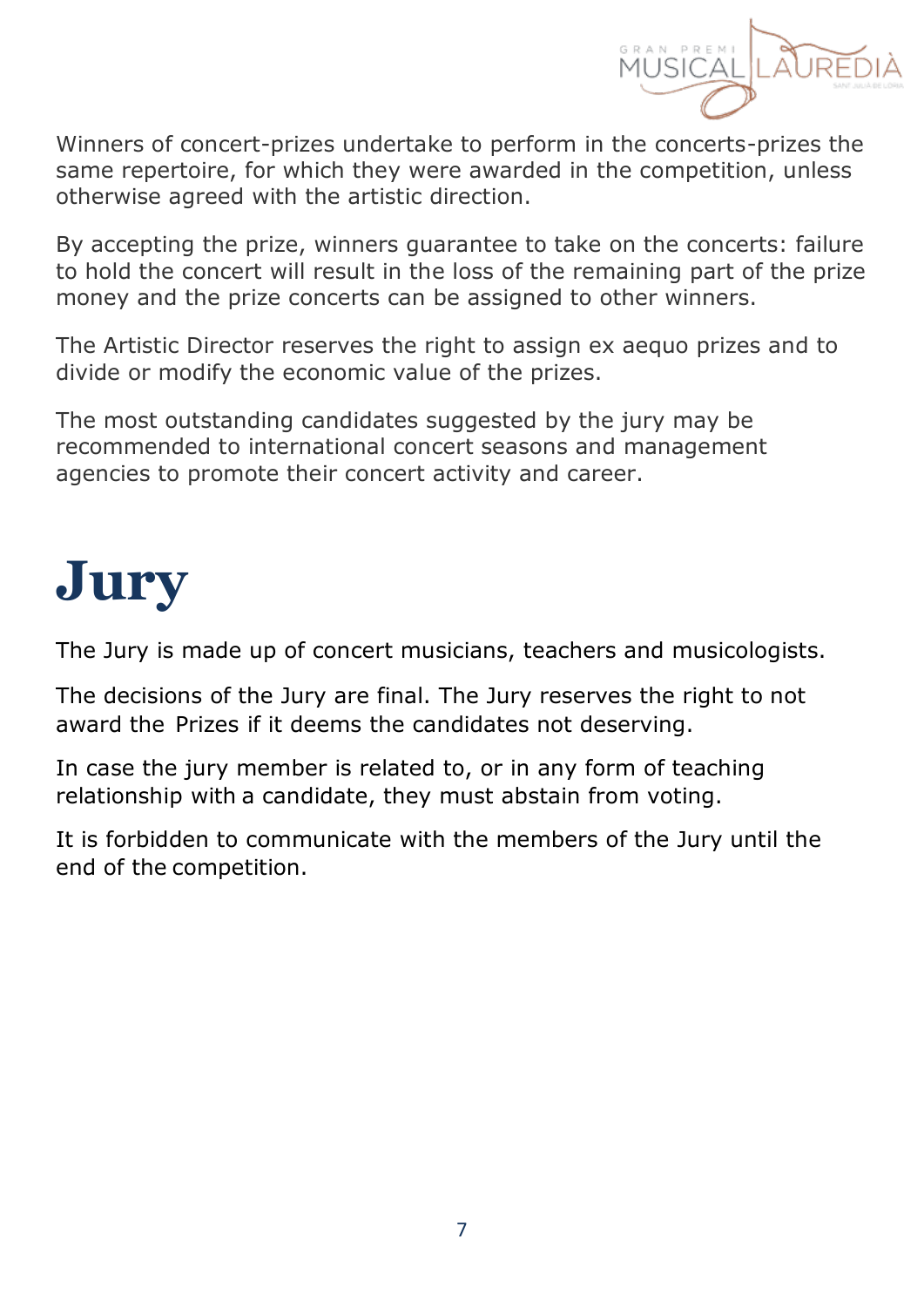Winners of concert-prizes undertake to perform in the concerts-prizes the same repertoire, for which they were awarded in the competition, unless otherwise agreed with the artistic direction.

By accepting the prize, winners guarantee to take on the concerts: failure to hold the concert will result in the loss of the remaining part of the prize money and the prize concerts can be assigned to other winners.

The Artistic Director reserves the right to assign ex aequo prizes and to divide or modify the economic value of the prizes.

The most outstanding candidates suggested by the jury may be recommended to international concert seasons and management agencies to promote their concert activity and career.

# Jury

The Jury is made up of concert musicians, teachers and musicologists.

The decisions of the Jury are final. The Jury reserves the right to not award the Prizes if it deems the candidates not deserving.

In case the jury member is related to, or in any form of teaching relationship with a candidate, they must abstain from voting.

It is forbidden to communicate with the members of the Jury until the end of the competition.